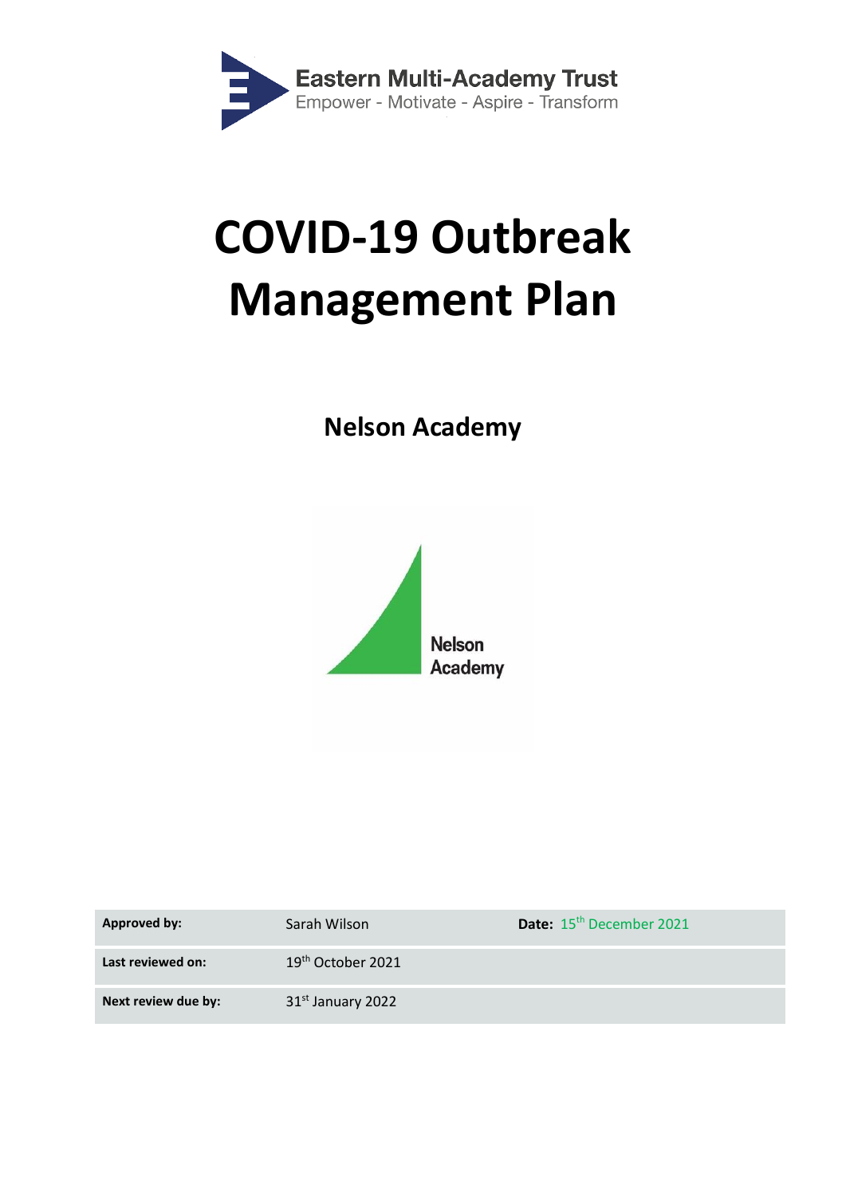Eastern Multi-Academy Trust

Empower - Motivate - Aspire - Transform

# COVID-19 Outbreak Management Plan

## Nelson Academy

Nelson Academy

| **Approved by:** | Sarah Wilson | **Date:** 15th December 2021 |
|---|---|---|
| **Last reviewed on:** | 19th October 2021 | |
| **Next review due by:** | 31st January 2022 | |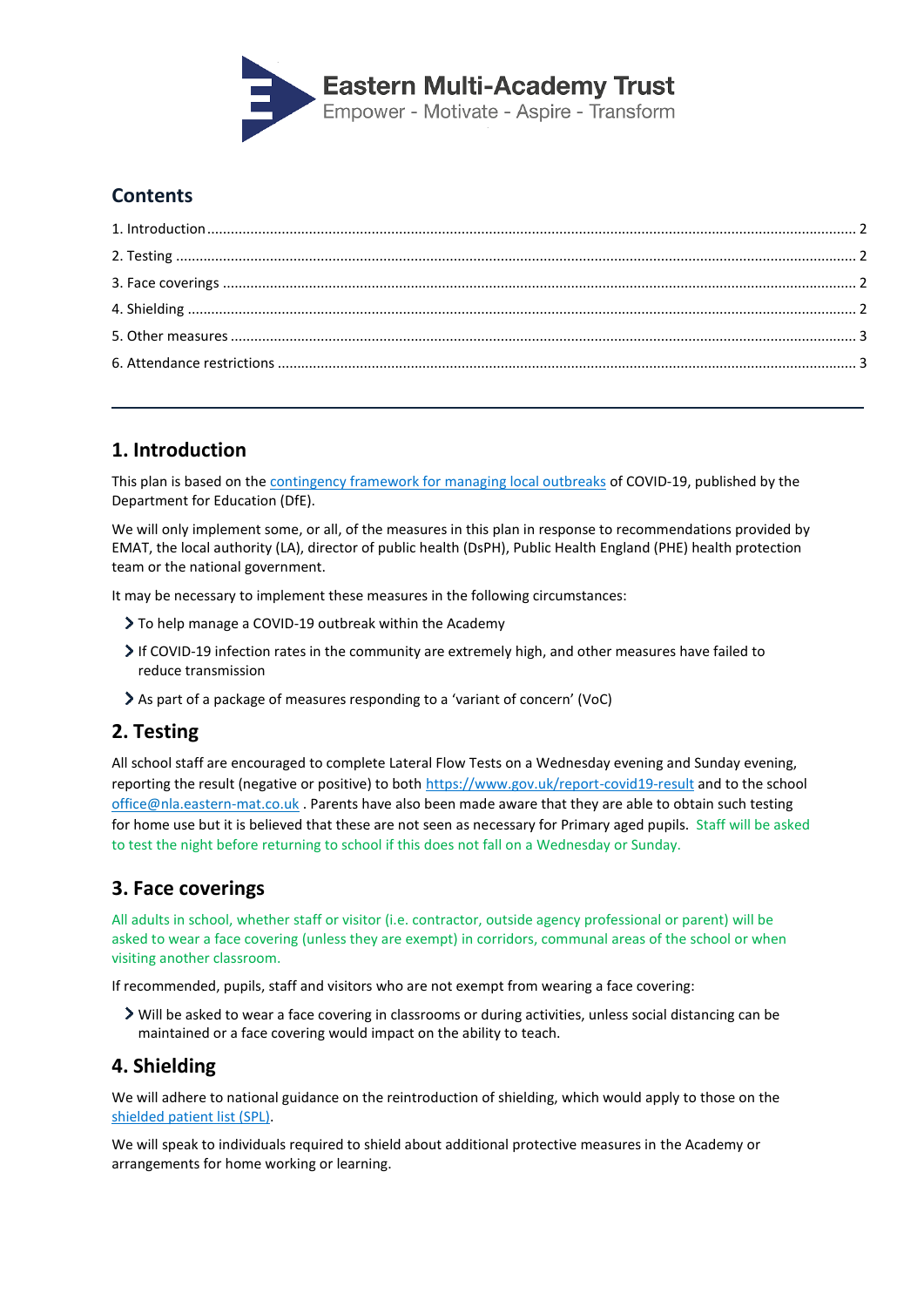Eastern Multi-Academy Trust

Empower - Motivate - Aspire - Transform

## Contents

1. Introduction ........ 2
2. Testing ........ 2
3. Face coverings ........ 2
4. Shielding ........ 2
5. Other measures ........ 3
6. Attendance restrictions ........ 3

---

## 1. Introduction

This plan is based on the [contingency framework for managing local outbreaks](#) of COVID-19, published by the Department for Education (DfE).

We will only implement some, or all, of the measures in this plan in response to recommendations provided by EMAT, the local authority (LA), director of public health (DsPH), Public Health England (PHE) health protection team or the national government.

It may be necessary to implement these measures in the following circumstances:

- To help manage a COVID-19 outbreak within the Academy
- If COVID-19 infection rates in the community are extremely high, and other measures have failed to reduce transmission
- As part of a package of measures responding to a 'variant of concern' (VoC)

## 2. Testing

All school staff are encouraged to complete Lateral Flow Tests on a Wednesday evening and Sunday evening, reporting the result (negative or positive) to both https://www.gov.uk/report-covid19-result and to the school office@nla.eastern-mat.co.uk . Parents have also been made aware that they are able to obtain such testing for home use but it is believed that these are not seen as necessary for Primary aged pupils. Staff will be asked to test the night before returning to school if this does not fall on a Wednesday or Sunday.

## 3. Face coverings

All adults in school, whether staff or visitor (i.e. contractor, outside agency professional or parent) will be asked to wear a face covering (unless they are exempt) in corridors, communal areas of the school or when visiting another classroom.

If recommended, pupils, staff and visitors who are not exempt from wearing a face covering:

- Will be asked to wear a face covering in classrooms or during activities, unless social distancing can be maintained or a face covering would impact on the ability to teach.

## 4. Shielding

We will adhere to national guidance on the reintroduction of shielding, which would apply to those on the [shielded patient list (SPL)](#).

We will speak to individuals required to shield about additional protective measures in the Academy or arrangements for home working or learning.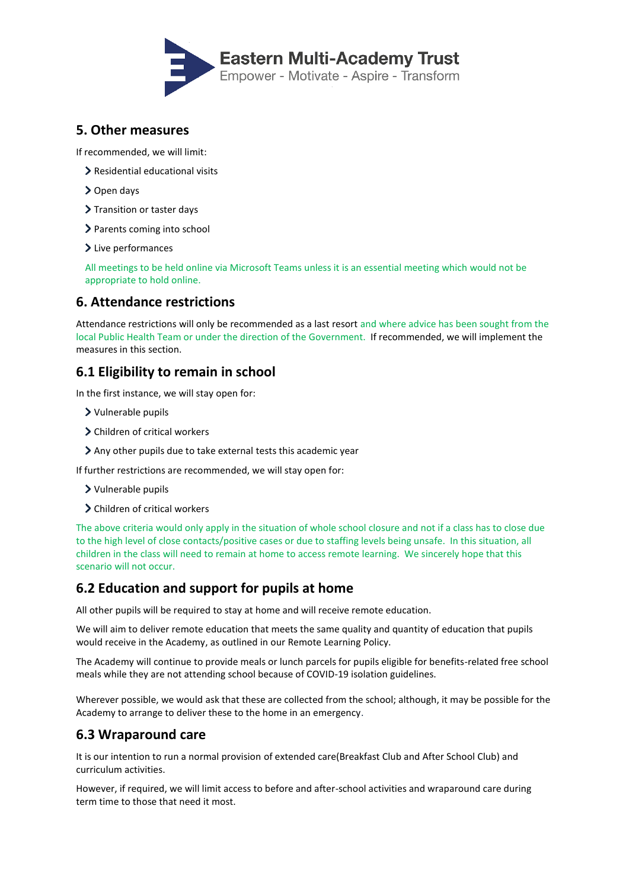## 5. Other measures

If recommended, we will limit:

- Residential educational visits
- Open days
- Transition or taster days
- Parents coming into school
- Live performances

All meetings to be held online via Microsoft Teams unless it is an essential meeting which would not be appropriate to hold online.

## 6. Attendance restrictions

Attendance restrictions will only be recommended as a last resort and where advice has been sought from the local Public Health Team or under the direction of the Government. If recommended, we will implement the measures in this section.

## 6.1 Eligibility to remain in school

In the first instance, we will stay open for:

- Vulnerable pupils
- Children of critical workers
- Any other pupils due to take external tests this academic year

If further restrictions are recommended, we will stay open for:

- Vulnerable pupils
- Children of critical workers

The above criteria would only apply in the situation of whole school closure and not if a class has to close due to the high level of close contacts/positive cases or due to staffing levels being unsafe. In this situation, all children in the class will need to remain at home to access remote learning. We sincerely hope that this scenario will not occur.

## 6.2 Education and support for pupils at home

All other pupils will be required to stay at home and will receive remote education.

We will aim to deliver remote education that meets the same quality and quantity of education that pupils would receive in the Academy, as outlined in our Remote Learning Policy.

The Academy will continue to provide meals or lunch parcels for pupils eligible for benefits-related free school meals while they are not attending school because of COVID-19 isolation guidelines.

Wherever possible, we would ask that these are collected from the school; although, it may be possible for the Academy to arrange to deliver these to the home in an emergency.

## 6.3 Wraparound care

It is our intention to run a normal provision of extended care(Breakfast Club and After School Club) and curriculum activities.

However, if required, we will limit access to before and after-school activities and wraparound care during term time to those that need it most.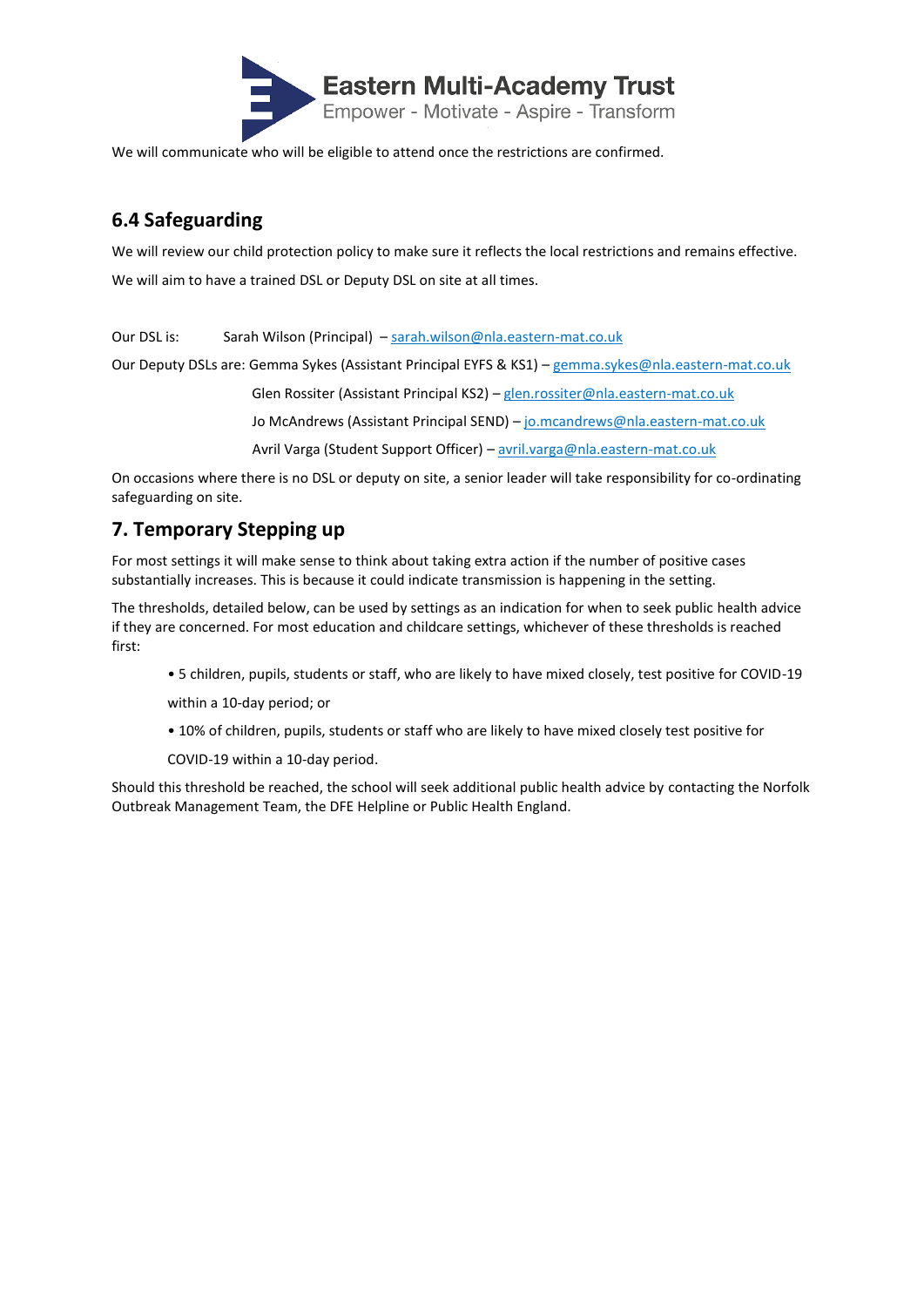We will communicate who will be eligible to attend once the restrictions are confirmed.

## 6.4 Safeguarding

We will review our child protection policy to make sure it reflects the local restrictions and remains effective.

We will aim to have a trained DSL or Deputy DSL on site at all times.

Our DSL is: Sarah Wilson (Principal) – sarah.wilson@nla.eastern-mat.co.uk

Our Deputy DSLs are: Gemma Sykes (Assistant Principal EYFS & KS1) – gemma.sykes@nla.eastern-mat.co.uk

Glen Rossiter (Assistant Principal KS2) – glen.rossiter@nla.eastern-mat.co.uk

Jo McAndrews (Assistant Principal SEND) – jo.mcandrews@nla.eastern-mat.co.uk

Avril Varga (Student Support Officer) – avril.varga@nla.eastern-mat.co.uk

On occasions where there is no DSL or deputy on site, a senior leader will take responsibility for co-ordinating safeguarding on site.

# 7. Temporary Stepping up

For most settings it will make sense to think about taking extra action if the number of positive cases substantially increases. This is because it could indicate transmission is happening in the setting.

The thresholds, detailed below, can be used by settings as an indication for when to seek public health advice if they are concerned. For most education and childcare settings, whichever of these thresholds is reached first:

- 5 children, pupils, students or staff, who are likely to have mixed closely, test positive for COVID-19 within a 10-day period; or
- 10% of children, pupils, students or staff who are likely to have mixed closely test positive for COVID-19 within a 10-day period.

Should this threshold be reached, the school will seek additional public health advice by contacting the Norfolk Outbreak Management Team, the DFE Helpline or Public Health England.